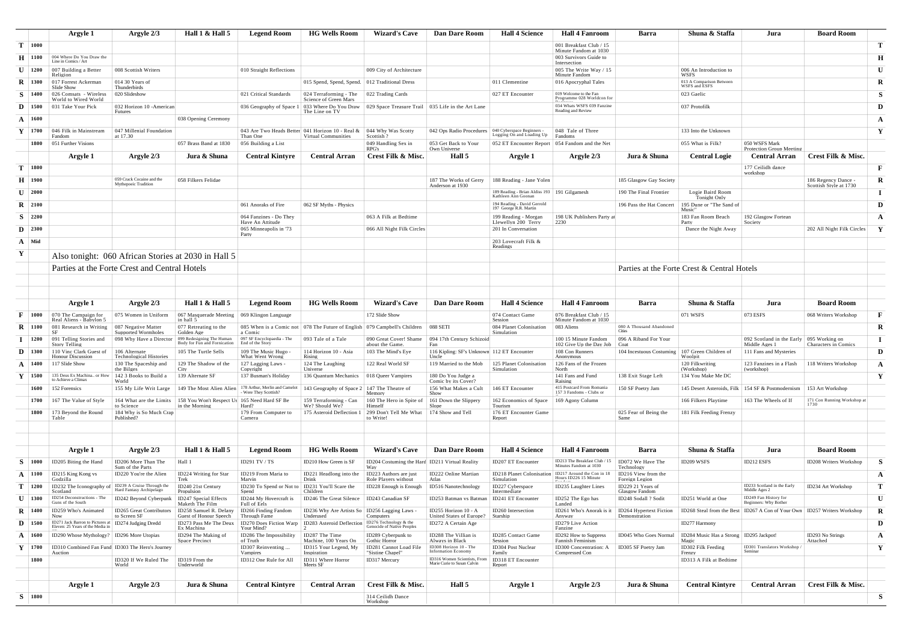| | | Argyle 1 | Argyle 2/3 | Hall 1 & Hall 5 | Legend Room | HG Wells Room | Wizard's Cave | Dan Dare Room | Hall 4 Science | Hall 4 Fanroom | Barra | Shuna & Staffa | Jura | Board Room | |
|---|---|---|---|---|---|---|---|---|---|---|---|---|---|---|---|
| T | 1000 | | | | | | | | | 001 Breakfast Club / 15 Minute Fandom at 1030 | | | | | T |
| H | 1100 | 004 Where Do You Draw the Line in Comics / Art | | | | | | | | 003 Survivors Guide to Intersection | | | | | H |
| U | 1200 | 007 Building a Better Religion | 008 Scottish Writers | | 010 Straight Reflections | | 009 City of Architecture | | | 005 The Write Way / 15 Minute Fandom | | 006 An Introduction to WSFS | | | U |
| R | 1300 | 017 Forrest Ackerman Slide Show | 014 30 Years of Thunderbirds | | | 015 Spend, Spend, Spend. | 012 Traditional Dress | | 011 Clementine | 016 Apocryphal Tales | | 013 A Comparison Between WSFS and ESFS | | | R |
| S | 1400 | 026 Comsats - Wireless World to Wired World | 020 Slideshow | | 021 Critical Standards | 024 Terraforming - The Science of Green Mars | 022 Trading Cards | | 027 ET Encounter | 019 Welcome to the Fan Programme 028 Worldcon for | | 023 Gaelic | | | S |
| D | 1500 | 031 Take Your Pick | 032 Horizon 10 -American Futures | | 036 Geography of Space 1 | 033 Where Do You Draw The Line on TV | 029 Space Treasure Trail | 035 Life in the Art Lane | | 034 Whats WSFS 039 Fanzine Reading and Review | | 037 Protofilk | | | D |
| A | 1600 | | | 038 Opening Ceremony | | | | | | | | | | | A |
| Y | 1700 | 046 Filk in Mainstream Fandom | 047 Millenial Foundation at 17.30 | | 043 Are Two Heads Better Than One | 041 Horizon 10 - Real & Virtual Communities | 044 Why Was Scotty Scottish ? | 042 Ops Radio Procedures | 040 Cyberspace Beginners - Logging On and Loading Up | 048 Tale of Three Fandoms | | 133 Into the Unknown | | | Y |
| | 1800 | 051 Further Visions | | 057 Brass Band at 1830 | 056 Building a List | | 049 Handling Sex in RPGs | 053 Get Back to Your Own Universe | 052 ET Encounter Report | 054 Fandom and the Net | | 055 What is Filk? | 050 WSFS Mark Protection Group Meeting | | |
| | | **Argyle 1** | **Argyle 2/3** | **Jura & Shuna** | **Central Kintyre** | **Central Arran** | **Crest Filk & Misc.** | **Hall 5** | **Argyle 1** | **Argyle 2/3** | **Jura & Shuna** | **Central Logie** | **Central Arran** | **Crest Filk & Misc.** | |
| T | 1800 | | | | | | | | | | | | 177 Ceilidh dance workshop | | F |
| H | 1900 | | 059 Crack Cocaine and the Mythopoeic Tradition | 058 Filkers Felidae | | | | 187 The Works of Gerry Anderson at 1930 | 188 Reading - Jane Yolen | | 185 Glasgow Gay Society | | | 186 Regency Dance - Scottish Style at 1730 | R |
| U | 2000 | | | | | | | | 189 Reading - Brian Aldiss 193 Kathleen Ann Goonan | 191 Gilgamesh | 190 The Final Frontier | Logie Baird Room Tonight Only | | | I |
| R | 2100 | | | | 061 Anoraks of Fire | 062 SF Myths - Physics | | | 194 Reading - David Gerrold 197 George R.R. Martin | | 196 Pass the Hat Concert | 195 Dune or "The Sand of Music" | | | D |
| S | 2200 | | | | 064 Fanzines - Do They Have An Attitude | | 063 A Filk at Bedtime | | 199 Reading - Morgan Llewellyn 200 Terry | 198 UK Publishers Party at 2230 | | 183 Fan Room Beach Party | 192 Glasgow Fortean Society | | A |
| D | 2300 | | | | 065 Minneapolis in '73 Party | | 066 All Night Filk Circles | | 201 In Conversation | | | Dance the Night Away | | 202 All Night Filk Circles | Y |
| A | Mid | | | | | | | | 203 Lovecraft Filk & Readings | | | | | | |
| Y | | Also tonight: 060 African Stories at 2030 in Hall 5 | | | | | | | | | | | | | |
| | | Parties at the Forte Crest and Central Hotels | | | | | | | | | Parties at the Forte Crest & Central Hotels | | | | |

| | | Argyle 1 | Argyle 2/3 | Hall 1 & Hall 5 | Legend Room | HG Wells Room | Wizard's Cave | Dan Dare Room | Hall 4 Science | Hall 4 Fanroom | Barra | Shuna & Staffa | Jura | Board Room | |
|---|---|---|---|---|---|---|---|---|---|---|---|---|---|---|---|
| F | 1000 | 070 The Campaign for Real Aliens - Babylon 5 | 075 Women in Uniform | 067 Masquerade Meeting in hall 5 | 069 Klingon Language | | 172 Slide Show | | 074 Contact Game Session | 076 Breakfast Club / 15 Minute Fandom at 1030 | | 071 WSFS | 073 ESFS | 068 Writers Workshop | F |
| R | 1100 | 081 Research in Writing SF | 087 Negative Matter Supported Wormholes | 077 Retreating to the Golden Age | 085 When is a Comic not a Comic | 078 The Future of English | 079 Campbell's Children | 088 SETI | 084 Planet Colonisation Simulation | 083 Aliens | 080 A Thousand Abandoned Cities | | | | R |
| I | 1200 | 091 Telling Stories and Story Telling | 098 Why Have a Director | 099 Redesigning The Human Body for Fun and Fornication | 097 SF Encyclopaedia - The End of the Story | 093 Tale of a Tale | 090 Great Cover! Shame about the Game. | 094 17th Century Schizoid Fan | | 100 15 Minute Fandom 102 Give Up the Day Job | 096 A Riband For Your Coat | | 092 Scotland in the Early Middle Ages 1 | 095 Working on Characters in Comics | I |
| D | 1300 | 110 Vinc Clark Guest of Honour Discussion | 106 Alternate Technological Histories | 105 The Turtle Sells | 109 The Music Hugo - What Went Wrong | 114 Horizon 10 - Asia Rising | 103 The Mind's Eye | 116 Kipling: SF's Unknown Uncle | 112 ET Encounter | 108 Con Runners Anonymous | 104 Incestuous Costuming | 107 Green Children of Woolpit | 111 Fans and Mysteries | | D |
| A | 1400 | 117 Slide Show | 130 The Spaceship and the Bilges | 129 The Shadow of the City | 127 Lagging Laws - Copyright | 124 The Laughing Universe | 122 Real World SF | 119 Married to the Mob | 125 Planet Colonisation Simulation | 126 Fans of the Frozen North | | 120 Filkwriting (Workshop) | 123 Fanzines in a Flash (workshop) | 118 Writers Workshop | A |
| Y | 1500 | 135 Deus Ex Machina.. or How to Achieve a Climax | 142 3 Books to Build a World | 139 Alternate SF | 137 Busman's Holiday | 136 Quantum Mechanics | 018 Queer Vampires | 180 Do You Judge a Comic by its Cover? | | 141 Fans and Fund Raising | 138 Exit Stage Left | 134 You Make Me DC | | | Y |
| | 1600 | 152 Forensics | 155 My Life Writ Large | 149 The Most Alien Alien | 178 Arthur, Merlin and Camelot - Were They Scottish? | 143 Geography of Space 2 | 147 The Theatre of Memory | 156 What Makes a Cult Show | 146 ET Encounter | 415 Postcard From Romania 157 3 Fandoms - Clubs or | 150 SF Poetry Jam | 145 Desert Asteroids, Filk | 154 SF & Postmodernism | 153 Art Workshop | |
| | 1700 | 167 The Value of Style | 164 What are the Limits to Science | 158 You Won't Respect Us in the Morning | 165 Need Hard SF Be Hard? | 159 Terraforming - Can We? Should We? | 160 The Hero in Spite of Himself | 161 Down the Slippery Slope | 162 Economics of Space Tourism | 169 Agony Column | | 166 Filkers Playtime | 163 The Wheels of If | 171 Con Running Workshop at 1730 | |
| | 1800 | 173 Beyond the Round Table | 184 Why is So Much Crap Published? | | 179 From Computer to Camera | 175 Asteroid Deflection 1 | 299 Don't Tell Me What to Write! | 174 Show and Tell | 176 ET Encounter Game Report | | 025 Fear of Being the Same | 181 Filk Feeding Frenzy | | | |

| | | Argyle 1 | Argyle 2/3 | Hall 1 & Hall 5 | Legend Room | HG Wells Room | Wizard's Cave | Dan Dare Room | Hall 4 Science | Hall 4 Fanroom | Barra | Shuna & Staffa | Jura | Board Room | |
|---|---|---|---|---|---|---|---|---|---|---|---|---|---|---|---|
| S | 1000 | ID205 Biting the Hand | ID206 More Than The Sum of the Parts | Hall 1 | ID291 TV / TS | ID210 How Green is SF | ID204 Costuming the Hard Way | ID211 Virtual Reality | ID207 ET Encounter | ID213 The Breakfast Club / 15 Minutes Fandom at 1030 | ID072 We Have The Technology | ID209 WSFS | ID212 ESFS | ID208 Writers Workshop | S |
| A | 1100 | ID215 King Kong vs Godzilla | ID220 You're the Alien | ID224 Writing for Star Trek | ID219 From Maria to Marvin | ID221 Headlong into the Drink | ID223 Authors are just Role Players without | ID222 Online Martian Atlas | ID218 Planet Colonisation Simulation | ID217 Around the Con in 18 Hours ID226 15 Minute | ID216 View from the Foreign Legion | | | | A |
| T | 1200 | ID232 The Iconography of Scotland | ID239 A Cruise Through the Hard Fantasy Archipelago | ID240 21st Century Propulsion | ID230 To Spend or Not to Spend | ID231 You'll Scare the Children | ID228 Enough is Enough | ID516 Nanotechnology | ID227 Cyberspace Intermediate | ID235 Laughter Lines | ID229 21 Years of Glasgow Fandom | | ID233 Scotland in the Early Middle Ages 2 | ID234 Art Workshop | T |
| U | 1300 | ID254 Deconstructions - The Guns of the South | ID242 Beyond Cyberpunk | ID247 Special Effects Maketh The Film | ID244 My Hovercraft is Full of Eels | ID246 The Great Silence | ID243 Canadian SF | ID253 Batman vs Batman | ID241 ET Encounter | ID252 The Ego has Landed | ID248 Sodall ? Sodit | ID251 World at One | ID249 Fan History for Beginners: Why Bother | | U |
| R | 1400 | ID259 Who's Animated Now | ID265 Great Contributors to Screen SF | ID258 Samuel R. Delany Guest of Honour Speech | ID266 Finding Fandom Through Fame | ID236 Why Are Artists So Underused | ID256 Lagging Laws - Computers | ID255 Horizon 10 - A United States of Europe? | ID260 Intersection Starship | ID261 Who's Anorak is it Anyway | ID264 Hypertext Fiction Demonstration | ID268 Steal from the Best | ID267 A Con of Your Own | ID257 Writers Workshop | R |
| D | 1500 | ID271 Jack Barron to Pictures at Eleven: 25 Years of the Media in | ID274 Judging Dredd | ID273 Pass Me The Deux Ex Machina | ID270 Does Fiction Warp Your Mind? | ID283 Asteroid Deflection 2 | ID276 Technology & the Genocide of Native Peoples | ID272 A Certain Age | | ID279 Live Action Fanzine | | ID277 Harmony | | | D |
| A | 1600 | ID290 Whose Mythology? | ID296 More Utopias | ID294 The Making of Space Precinct | ID286 The Impossibility of Truth | ID287 The Time Machine, 100 Years On | ID289 Cyberpunk to Gothic Horror | ID288 The Villian is Always in Black | ID285 Contact Game Session | ID292 How to Suppress Fannish Feminism | ID045 Who Goes Normal | ID284 Music Has a Strong Magic | ID295 Jackpot! | ID293 No Strings Attached | A |
| Y | 1700 | ID310 Combined Fan Fund Auction | ID303 The Hero's Journey | | ID307 Reinventing ... Vampires | ID315 Your Legend, My Inspiration | ID281 Cannot Load File "Sistine Chapel" | ID308 Horizon 10 - The Information Economy | ID304 Post Nuclear Family | ID300 Concentration: A Compressed Con | ID305 SF Poetry Jam | ID302 Filk Feeding Frenzy | ID301 Translators Workshop / Seminar | | Y |
| | 1800 | | ID320 If We Ruled The World | ID319 From the Underworld | ID312 One Rule for All | ID311 Where Horror Meets SF | ID317 Mercury | ID316 Women Scientists, From Marie Curie to Susan Calvin | ID318 ET Encounter Report | | | ID313 A Filk at Bedtime | | | |
| | | **Argyle 1** | **Argyle 2/3** | **Jura & Shuna** | **Central Kintyre** | **Central Arran** | **Crest Filk & Misc.** | **Hall 5** | **Argyle 1** | **Argyle 2/3** | **Jura & Shuna** | **Central Kintyre** | **Central Arran** | **Crest Filk & Misc.** | |
| S | 1800 | | | | | | 314 Ceilidh Dance Workshop | | | | | | | | S |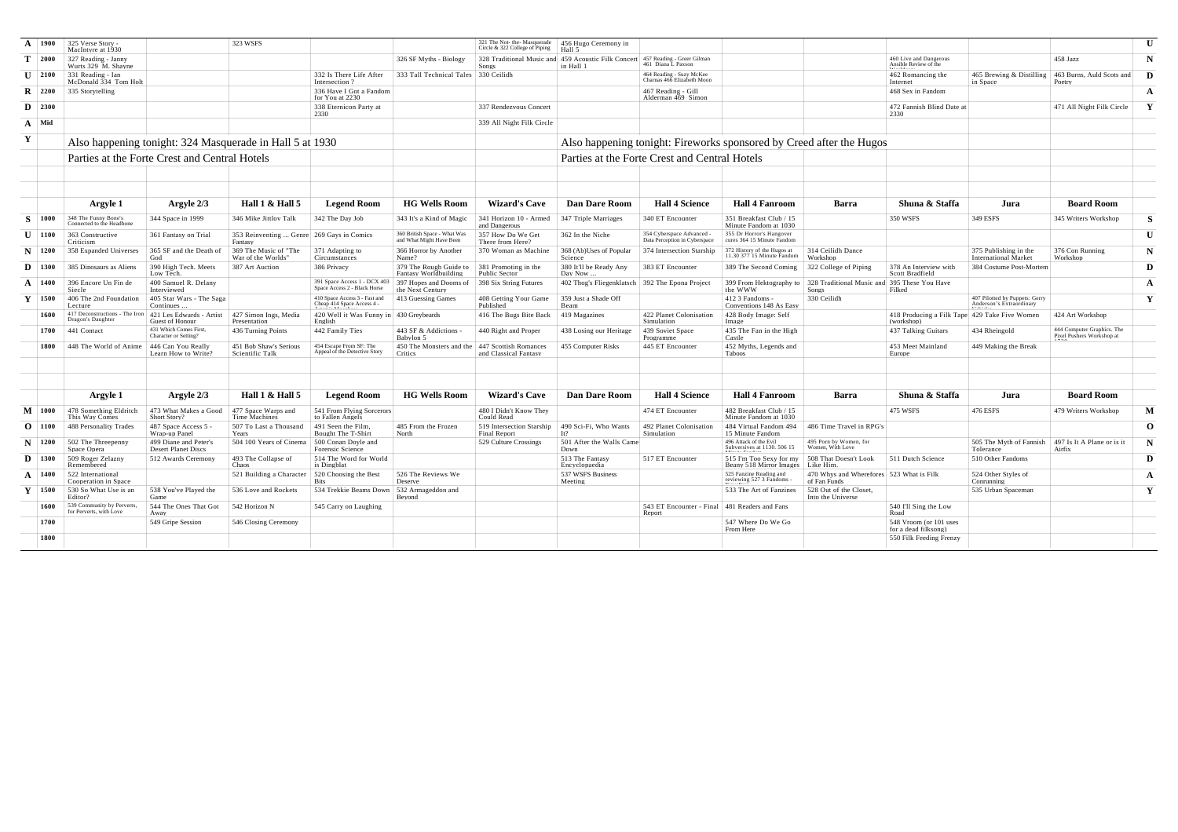| | | | | | | | | | | | | | | | | |
|---|---|---|---|---|---|---|---|---|---|---|---|---|---|---|---|---|
| **A** | **1900** | 325 Verse Story - MacIntyre at 1930 | | 323 WSFS | | | 321 The Not- the- Masquerade Circle & 322 College of Piping | 456 Hugo Ceremony in Hall 5 | | | | | | | | **U** |
| **T** | **2000** | 327 Reading - Janny Wurts 329 M. Shayne | | | | 326 SF Myths - Biology | 328 Traditional Music and Songs | 459 Acoustic Filk Concert in Hall 1 | 457 Reading - Greer Gilman 461 Diana L Paxson | | | 460 Live and Dangerous Ansible Review of the ... | | 458 Jazz | | **N** |
| **U** | **2100** | 331 Reading - Ian McDonald 334 Tom Holt | | | 332 Is There Life After Intersection ? | 333 Tall Technical Tales | 330 Ceilidh | | 464 Reading - Suzy McKee Charnas 466 Elizabeth Moon | | | 462 Romancing the Internet | 465 Brewing & Distilling in Space | 463 Burns, Auld Scots and Poetry | | **D** |
| **R** | **2200** | 335 Storytelling | | | 336 Have I Got a Fandom for You at 2230 | | | | 467 Reading - Gill Alderman 469 Simon | | | 468 Sex in Fandom | | | | **A** |
| **D** | **2300** | | | | 338 Eternicon Party at 2330 | | 337 Rendezvous Concert | | | | | 472 Fannish Blind Date at 2330 | | 471 All Night Filk Circle | | **Y** |
| **A** | **Mid** | | | | | | 339 All Night Filk Circle | | | | | | | | | |
| **Y** | | Also happening tonight: 324 Masquerade in Hall 5 at 1930 | | | | | | Also happening tonight: Fireworks sponsored by Creed after the Hugos | | | | | | | | |
| | | Parties at the Forte Crest and Central Hotels | | | | | | Parties at the Forte Crest and Central Hotels | | | | | | | | |
| | | **Argyle 1** | **Argyle 2/3** | **Hall 1 & Hall 5** | **Legend Room** | **HG Wells Room** | **Wizard's Cave** | **Dan Dare Room** | **Hall 4 Science** | **Hall 4 Fanroom** | **Barra** | **Shuna & Staffa** | **Jura** | **Board Room** | | |
| **S** | **1000** | 348 The Funny Bone's Connected to the Headbone | 344 Space in 1999 | 346 Mike Jittlov Talk | 342 The Day Job | 343 It's a Kind of Magic | 341 Horizon 10 - Armed and Dangerous | 347 Triple Marriages | 340 ET Encounter | 351 Breakfast Club / 15 Minute Fandom at 1030 | | 350 WSFS | 349 ESFS | 345 Writers Workshop | | **S** |
| **U** | **1100** | 363 Constructive Criticism | 361 Fantasy on Trial | 353 Reinventing ... Genre Fantasy | 269 Gays in Comics | 360 British Space - What Was and What Might Have Been | 357 How Do We Get There from Here? | 362 In the Niche | 354 Cyberspace Advanced - Data Perception in Cyberspace | 355 Dr Horror's Hangover cures 364 15 Minute Fandom | | | | | | **U** |
| **N** | **1200** | 358 Expanded Universes | 365 SF and the Death of God | 369 The Music of "The War of the Worlds" | 371 Adapting to Circumstances | 366 Horror by Another Name? | 370 Woman as Machine | 368 (Ab)Uses of Popular Science | 374 Intersection Starship | 372 History of the Hugos at 11.30 377 15 Minute Fandom | 314 Ceilidh Dance Workshop | | 375 Publishing in the International Market | 376 Con Running Workshop | | **N** |
| **D** | **1300** | 385 Dinosaurs as Aliens | 390 High Tech. Meets Low Tech. | 387 Art Auction | 386 Privacy | 379 The Rough Guide to Fantasy Worldbuilding | 381 Promoting in the Public Sector | 380 It'll be Ready Any Day Now ... | 383 ET Encounter | 389 The Second Coming | 322 College of Piping | 378 An Interview with Scott Bradfield | 384 Costume Post-Mortem | | | **D** |
| **A** | **1400** | 396 Encore Un Fin de Siecle | 400 Samuel R. Delany Interviewed | | 391 Space Access 1 - DCX 403 Space Access 2 - Black Horse | 397 Hopes and Dooms of the Next Century | 398 Six String Futures | 402 Thog's Fliegenklatsch | 392 The Epona Project | 399 From Hektography to the WWW | 328 Traditional Music and Songs | 395 These You Have Filked | | | | **A** |
| **Y** | **1500** | 406 The 2nd Foundation Lecture | 405 Star Wars - The Saga Continues ... | | 410 Space Access 3 - Fast and Cheap 414 Space Access 4 - ... | 413 Guessing Games | 408 Getting Your Game Published | 359 Just a Shade Off Beam | | 412 3 Fandoms - Conventions 148 As Easy | 330 Ceilidh | | 407 Piloted by Puppets: Gerry Anderson's Extraordinary ... | | | **Y** |
| | **1600** | 417 Deconstructions - The Iron Dragon's Daughter | 421 Les Edwards - Artist Guest of Honour | 427 Simon Ings, Media Presentation | 420 Well it Was Funny in English | 430 Greybeards | 416 The Bugs Bite Back | 419 Magazines | 422 Planet Colonisation Simulation | 428 Body Image: Self Image | | 418 Producing a Filk Tape (workshop) | 429 Take Five Women | 424 Art Workshop | | |
| | **1700** | 441 Contact | 431 Which Comes First, Character or Setting? | 436 Turning Points | 442 Family Ties | 443 SF & Addictions - Babylon 5 | 440 Right and Proper | 438 Losing our Heritage | 439 Soviet Space Programme | 435 The Fan in the High Castle | | 437 Talking Guitars | 434 Rheingold | 444 Computer Graphics. The Pixel Pushers Workshop at ... | | |
| | **1800** | 448 The World of Anime | 446 Can You Really Learn How to Write? | 451 Bob Shaw's Serious Scientific Talk | 454 Escape From SF: The Appeal of the Detective Story | 450 The Monsters and the Critics | 447 Scottish Romances and Classical Fantasy | 455 Computer Risks | 445 ET Encounter | 452 Myths, Legends and Taboos | | 453 Meet Mainland Europe | 449 Making the Break | | | |
| | | **Argyle 1** | **Argyle 2/3** | **Hall 1 & Hall 5** | **Legend Room** | **HG Wells Room** | **Wizard's Cave** | **Dan Dare Room** | **Hall 4 Science** | **Hall 4 Fanroom** | **Barra** | **Shuna & Staffa** | **Jura** | **Board Room** | | |
| **M** | **1000** | 478 Something Eldritch This Way Comes | 473 What Makes a Good Short Story? | 477 Space Warps and Time Machines | 541 From Flying Sorcerors to Fallen Angels | | 480 I Didn't Know They Could Read | | 474 ET Encounter | 482 Breakfast Club / 15 Minute Fandom at 1030 | | 475 WSFS | 476 ESFS | 479 Writers Workshop | | **M** |
| **O** | **1100** | 488 Personality Trades | 487 Space Access 5 - Wrap-up Panel | 507 To Last a Thousand Years | 491 Seen the Film, Bought The T-Shirt | 485 From the Frozen North | 519 Intersection Starship Final Report | 490 Sci-Fi, Who Wants It? | 492 Planet Colonisation Simulation | 484 Virtual Fandom 494 15 Minute Fandom | 486 Time Travel in RPG's | | | | | **O** |
| **N** | **1200** | 502 The Threepenny Space Opera | 499 Diane and Peter's Desert Planet Discs | 504 100 Years of Cinema | 500 Conan Doyle and Forensic Science | | 529 Culture Crossings | 501 After the Walls Came Down | | 496 Attack of the Evil Subversives at 1130. 506 15 ... | 495 Porn by Women, for Women, With Love | | 505 The Myth of Fannish Tolerance | 497 Is It A Plane or is it Airfix | | **N** |
| **D** | **1300** | 509 Roger Zelazny Remembered | 512 Awards Ceremony | 493 The Collapse of Chaos | 514 The Word for World is Dingblat | | | 513 The Fantasy Encyclopaedia | 517 ET Encounter | 515 I'm Too Sexy for my Beany 518 Mirror Images | 508 That Doesn't Look Like Him. | 511 Dutch Science | 510 Other Fandoms | | | **D** |
| **A** | **1400** | 522 International Cooperation in Space | | 521 Building a Character | 520 Choosing the Best Bits | 526 The Reviews We Deserve | | 537 WSFS Business Meeting | | 525 Fanzine Reading and reviewing 527 3 Fandoms - ... | 470 Whys and Wherefores of Fan Funds | 523 What is Filk | 524 Other Styles of Conrunning | | | **A** |
| **Y** | **1500** | 530 So What Use is an Editor? | 538 You've Played the Game | 536 Love and Rockets | 534 Trekkie Beams Down | 532 Armageddon and Beyond | | | | 533 The Art of Fanzines | 528 Out of the Closet, Into the Universe | | 535 Urban Spaceman | | | **Y** |
| | **1600** | 539 Community by Perverts, for Perverts, with Love | 544 The Ones That Got Away | 542 Horizon N | 545 Carry on Laughing | | | | 543 ET Encounter - Final Report | 481 Readers and Fans | | 540 I'll Sing the Low Road | | | | |
| | **1700** | | 549 Gripe Session | 546 Closing Ceremony | | | | | | 547 Where Do We Go From Here | | 548 Vroom (or 101 uses for a dead filksong) | | | | |
| | **1800** | | | | | | | | | | | 550 Filk Feeding Frenzy | | | | |